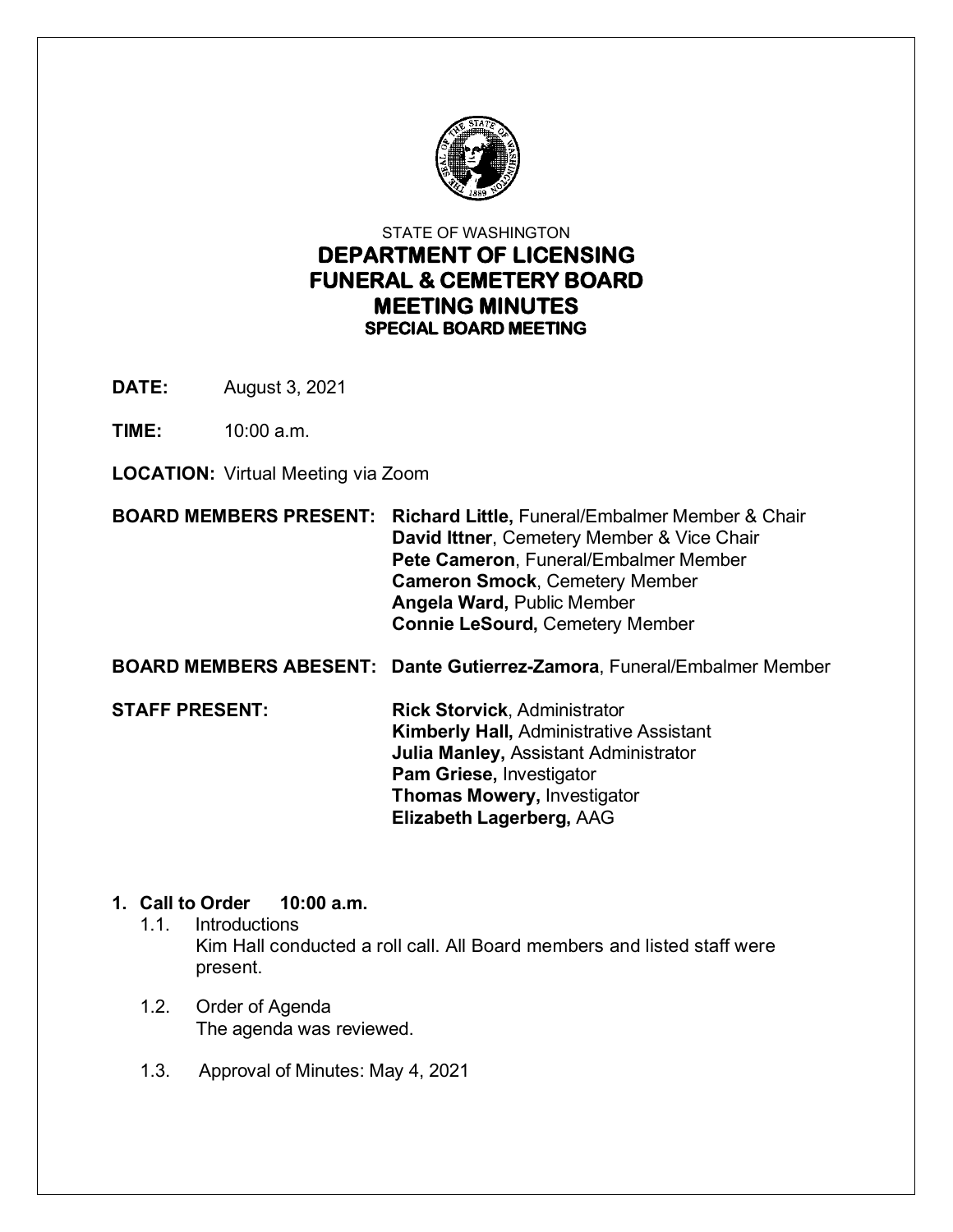STATE OF WASHINGTON

# DEPARTMENT OF LICENSING
# FUNERAL & CEMETERY BOARD
# MEETING MINUTES
## SPECIAL BOARD MEETING

**DATE:** August 3, 2021

**TIME:** 10:00 a.m.

**LOCATION:** Virtual Meeting via Zoom

**BOARD MEMBERS PRESENT:**
**Richard Little,** Funeral/Embalmer Member & Chair
**David Ittner**, Cemetery Member & Vice Chair
**Pete Cameron**, Funeral/Embalmer Member
**Cameron Smock**, Cemetery Member
**Angela Ward,** Public Member
**Connie LeSourd,** Cemetery Member

**BOARD MEMBERS ABESENT:** **Dante Gutierrez-Zamora**, Funeral/Embalmer Member

**STAFF PRESENT:**
**Rick Storvick**, Administrator
**Kimberly Hall,** Administrative Assistant
**Julia Manley,** Assistant Administrator
**Pam Griese,** Investigator
**Thomas Mowery,** Investigator
**Elizabeth Lagerberg,** AAG

1. **Call to Order 10:00 a.m.**
   1.1. Introductions
   Kim Hall conducted a roll call. All Board members and listed staff were present.

   1.2. Order of Agenda
   The agenda was reviewed.

   1.3. Approval of Minutes: May 4, 2021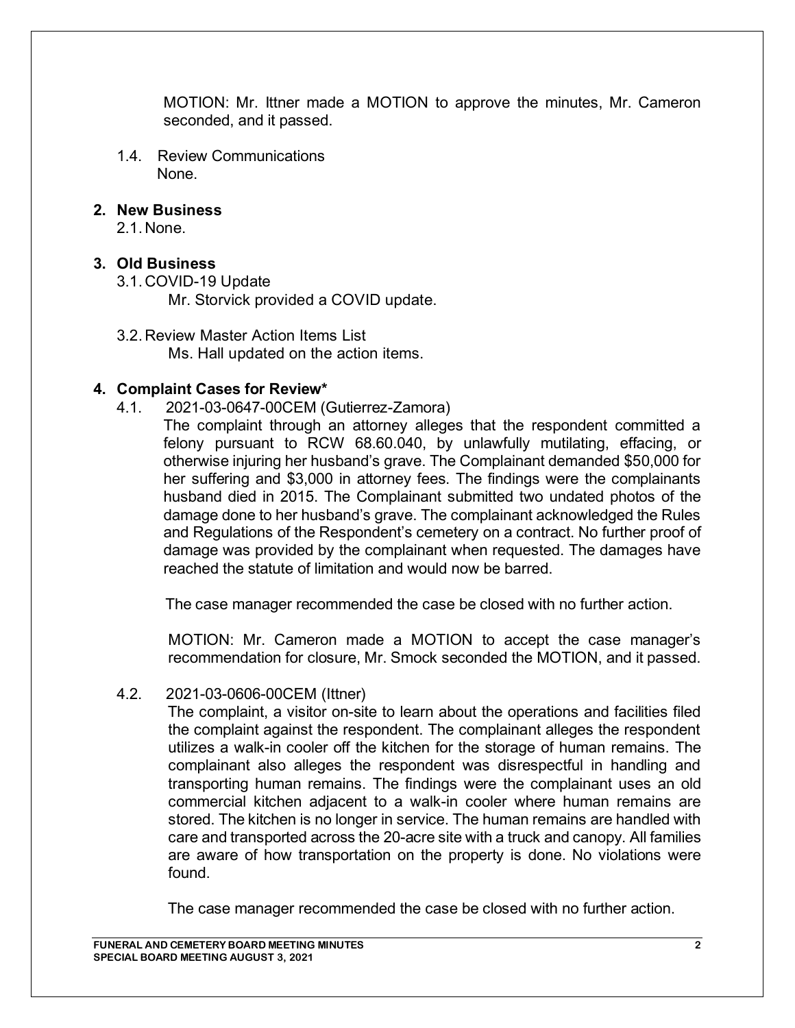MOTION: Mr. Ittner made a MOTION to approve the minutes, Mr. Cameron seconded, and it passed.

1.4. Review Communications
None.

## 2. New Business

2.1. None.

## 3. Old Business

3.1. COVID-19 Update
Mr. Storvick provided a COVID update.

3.2. Review Master Action Items List
Ms. Hall updated on the action items.

## 4. Complaint Cases for Review*

4.1. 2021-03-0647-00CEM (Gutierrez-Zamora)

The complaint through an attorney alleges that the respondent committed a felony pursuant to RCW 68.60.040, by unlawfully mutilating, effacing, or otherwise injuring her husband's grave. The Complainant demanded $50,000 for her suffering and $3,000 in attorney fees. The findings were the complainants husband died in 2015. The Complainant submitted two undated photos of the damage done to her husband's grave. The complainant acknowledged the Rules and Regulations of the Respondent's cemetery on a contract. No further proof of damage was provided by the complainant when requested. The damages have reached the statute of limitation and would now be barred.

The case manager recommended the case be closed with no further action.

MOTION: Mr. Cameron made a MOTION to accept the case manager's recommendation for closure, Mr. Smock seconded the MOTION, and it passed.

4.2. 2021-03-0606-00CEM (Ittner)

The complaint, a visitor on-site to learn about the operations and facilities filed the complaint against the respondent. The complainant alleges the respondent utilizes a walk-in cooler off the kitchen for the storage of human remains. The complainant also alleges the respondent was disrespectful in handling and transporting human remains. The findings were the complainant uses an old commercial kitchen adjacent to a walk-in cooler where human remains are stored. The kitchen is no longer in service. The human remains are handled with care and transported across the 20-acre site with a truck and canopy. All families are aware of how transportation on the property is done. No violations were found.

The case manager recommended the case be closed with no further action.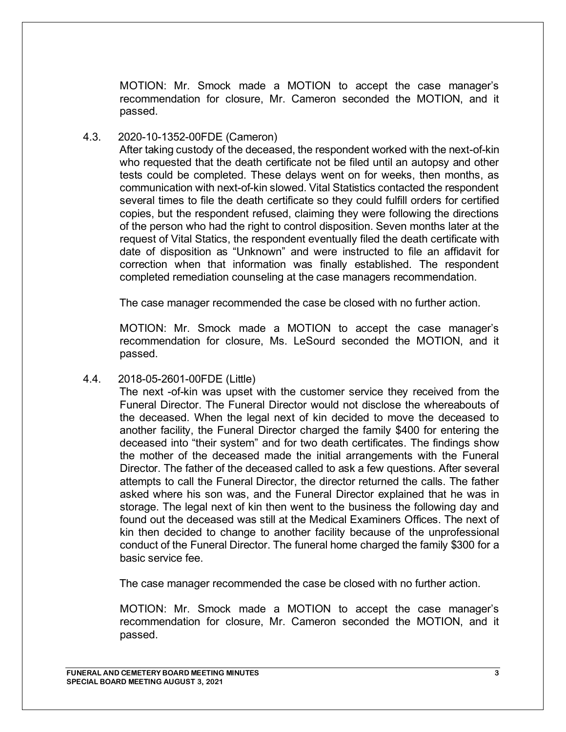MOTION: Mr. Smock made a MOTION to accept the case manager's recommendation for closure, Mr. Cameron seconded the MOTION, and it passed.

4.3. 2020-10-1352-00FDE (Cameron)

After taking custody of the deceased, the respondent worked with the next-of-kin who requested that the death certificate not be filed until an autopsy and other tests could be completed. These delays went on for weeks, then months, as communication with next-of-kin slowed. Vital Statistics contacted the respondent several times to file the death certificate so they could fulfill orders for certified copies, but the respondent refused, claiming they were following the directions of the person who had the right to control disposition. Seven months later at the request of Vital Statics, the respondent eventually filed the death certificate with date of disposition as "Unknown" and were instructed to file an affidavit for correction when that information was finally established. The respondent completed remediation counseling at the case managers recommendation.

The case manager recommended the case be closed with no further action.

MOTION: Mr. Smock made a MOTION to accept the case manager's recommendation for closure, Ms. LeSourd seconded the MOTION, and it passed.

4.4. 2018-05-2601-00FDE (Little)

The next -of-kin was upset with the customer service they received from the Funeral Director. The Funeral Director would not disclose the whereabouts of the deceased. When the legal next of kin decided to move the deceased to another facility, the Funeral Director charged the family $400 for entering the deceased into "their system" and for two death certificates. The findings show the mother of the deceased made the initial arrangements with the Funeral Director. The father of the deceased called to ask a few questions. After several attempts to call the Funeral Director, the director returned the calls. The father asked where his son was, and the Funeral Director explained that he was in storage. The legal next of kin then went to the business the following day and found out the deceased was still at the Medical Examiners Offices. The next of kin then decided to change to another facility because of the unprofessional conduct of the Funeral Director. The funeral home charged the family $300 for a basic service fee.

The case manager recommended the case be closed with no further action.

MOTION: Mr. Smock made a MOTION to accept the case manager's recommendation for closure, Mr. Cameron seconded the MOTION, and it passed.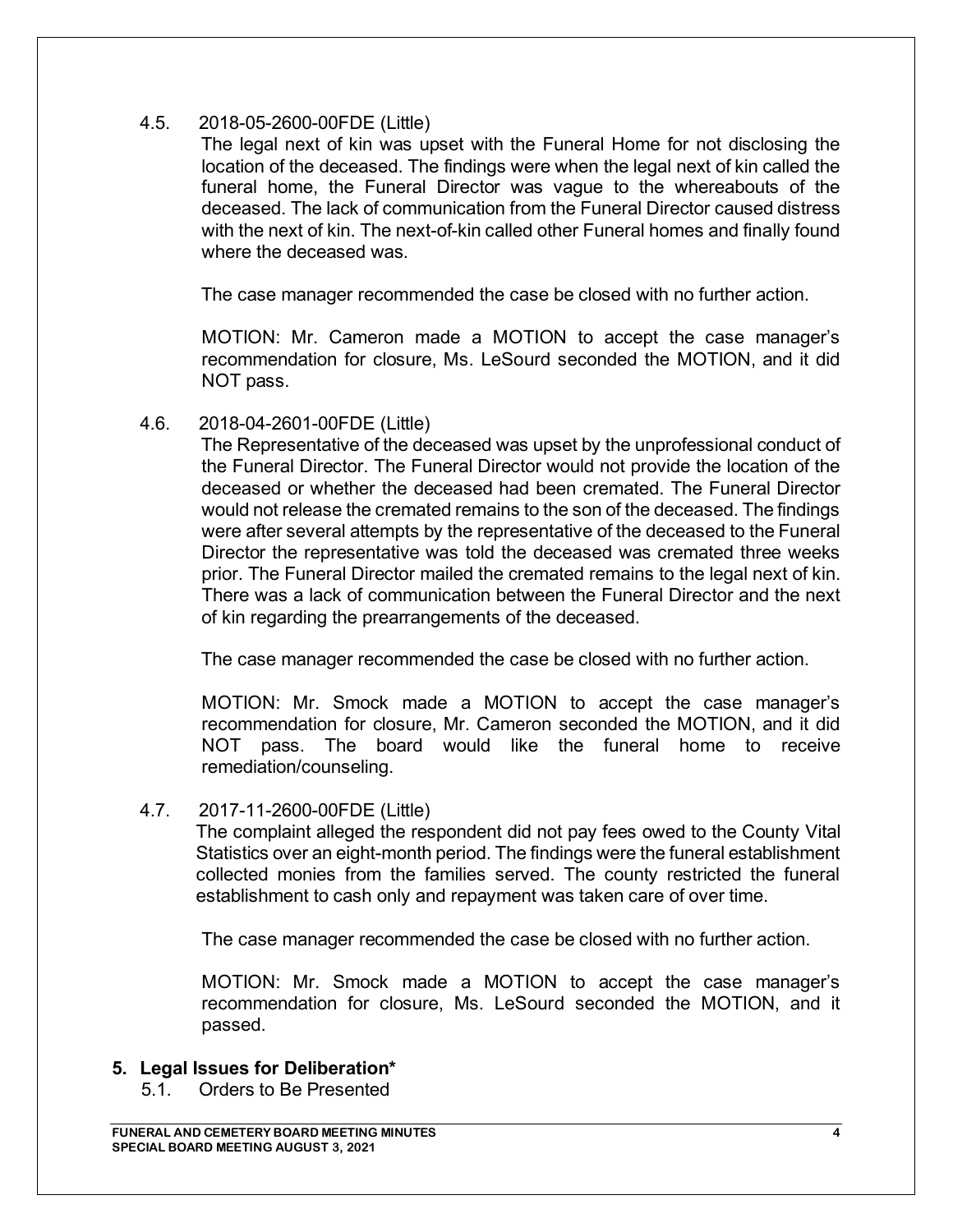4.5. 2018-05-2600-00FDE (Little)

The legal next of kin was upset with the Funeral Home for not disclosing the location of the deceased. The findings were when the legal next of kin called the funeral home, the Funeral Director was vague to the whereabouts of the deceased. The lack of communication from the Funeral Director caused distress with the next of kin. The next-of-kin called other Funeral homes and finally found where the deceased was.

The case manager recommended the case be closed with no further action.

MOTION: Mr. Cameron made a MOTION to accept the case manager's recommendation for closure, Ms. LeSourd seconded the MOTION, and it did NOT pass.

4.6. 2018-04-2601-00FDE (Little)

The Representative of the deceased was upset by the unprofessional conduct of the Funeral Director. The Funeral Director would not provide the location of the deceased or whether the deceased had been cremated. The Funeral Director would not release the cremated remains to the son of the deceased. The findings were after several attempts by the representative of the deceased to the Funeral Director the representative was told the deceased was cremated three weeks prior. The Funeral Director mailed the cremated remains to the legal next of kin. There was a lack of communication between the Funeral Director and the next of kin regarding the prearrangements of the deceased.

The case manager recommended the case be closed with no further action.

MOTION: Mr. Smock made a MOTION to accept the case manager's recommendation for closure, Mr. Cameron seconded the MOTION, and it did NOT pass. The board would like the funeral home to receive remediation/counseling.

4.7. 2017-11-2600-00FDE (Little)

The complaint alleged the respondent did not pay fees owed to the County Vital Statistics over an eight-month period. The findings were the funeral establishment collected monies from the families served. The county restricted the funeral establishment to cash only and repayment was taken care of over time.

The case manager recommended the case be closed with no further action.

MOTION: Mr. Smock made a MOTION to accept the case manager's recommendation for closure, Ms. LeSourd seconded the MOTION, and it passed.

## 5. Legal Issues for Deliberation*

5.1. Orders to Be Presented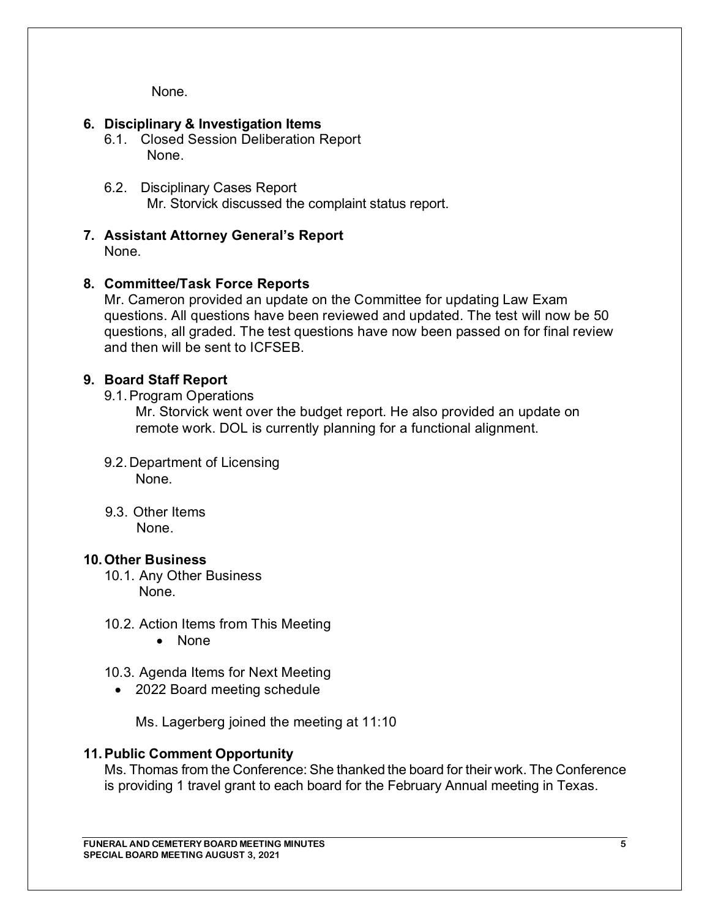None.

**6. Disciplinary & Investigation Items**

6.1. Closed Session Deliberation Report

None.

6.2. Disciplinary Cases Report

Mr. Storvick discussed the complaint status report.

**7. Assistant Attorney General's Report**

None.

**8. Committee/Task Force Reports**

Mr. Cameron provided an update on the Committee for updating Law Exam questions. All questions have been reviewed and updated. The test will now be 50 questions, all graded. The test questions have now been passed on for final review and then will be sent to ICFSEB.

**9. Board Staff Report**

9.1. Program Operations

Mr. Storvick went over the budget report. He also provided an update on remote work. DOL is currently planning for a functional alignment.

9.2. Department of Licensing

None.

9.3. Other Items

None.

**10. Other Business**

10.1. Any Other Business

None.

10.2. Action Items from This Meeting

- None

10.3. Agenda Items for Next Meeting

- 2022 Board meeting schedule

Ms. Lagerberg joined the meeting at 11:10

**11. Public Comment Opportunity**

Ms. Thomas from the Conference: She thanked the board for their work. The Conference is providing 1 travel grant to each board for the February Annual meeting in Texas.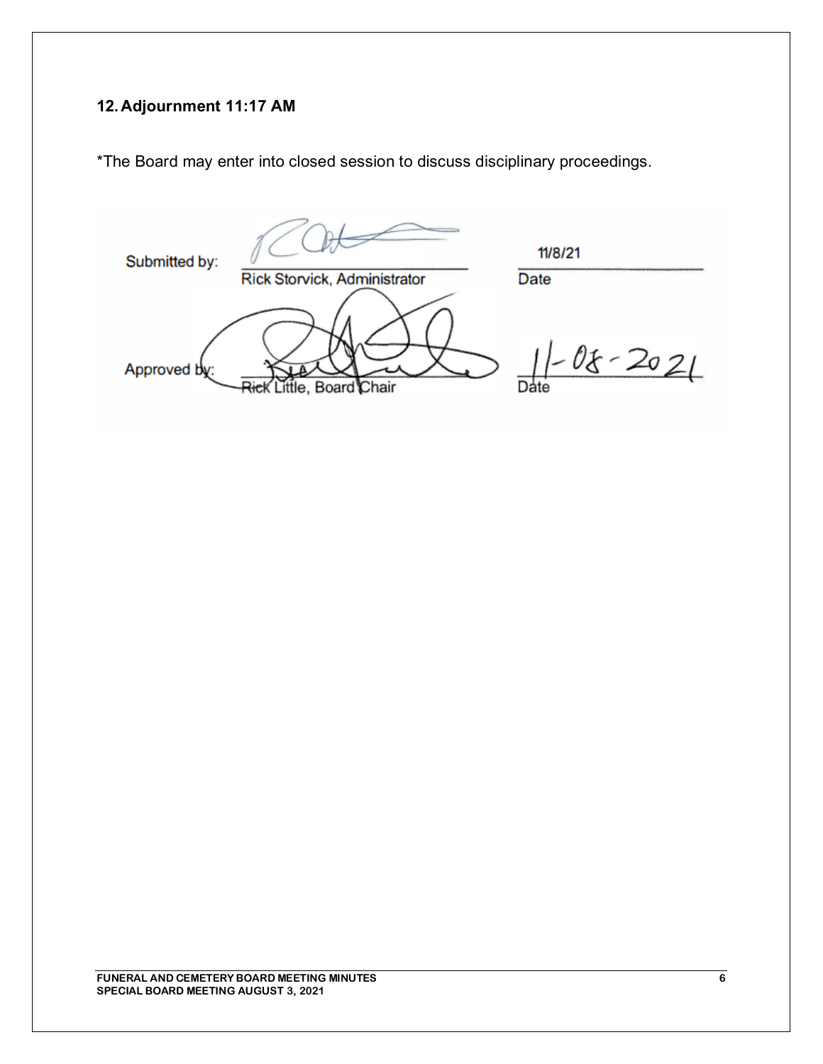## 12. Adjournment 11:17 AM

*The Board may enter into closed session to discuss disciplinary proceedings.

Submitted by: ______________________ 11/8/21
Rick Storvick, Administrator Date

Approved by: ______________________ 11-08-2021
Rick Little, Board Chair Date